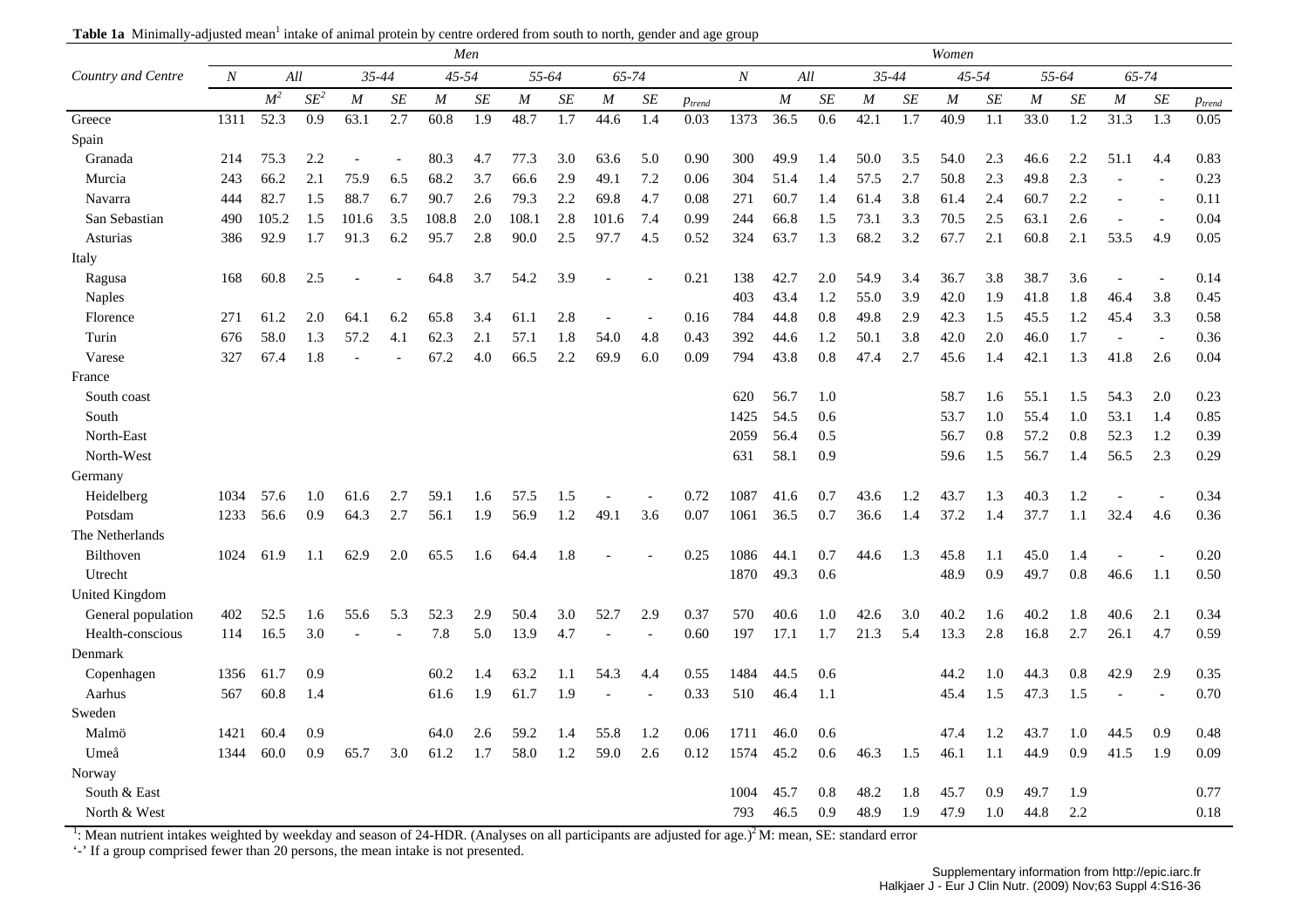**Table 1a** Minimally-adjusted mean[1] intake of animal protein by centre ordered from south to north, gender and age group

| Country and Centre | Men | | | | | | | | | | | | Women | | | | | | | | | | | | | |
|---|---|---|---|---|---|---|---|---|---|---|---|---|---|---|---|---|---|---|---|---|---|---|---|---|---|---|
| | $N$ | All | | 35-44 | | 45-54 | | 55-64 | | 65-74 | | | $N$ | All | | 35-44 | | 45-54 | | 55-64 | | 65-74 | | |
| | | $M^2$ | $SE^2$ | $M$ | $SE$ | $M$ | $SE$ | $M$ | $SE$ | $M$ | $SE$ | $p_{trend}$ | | $M$ | $SE$ | $M$ | $SE$ | $M$ | $SE$ | $M$ | $SE$ | $M$ | $SE$ | $p_{trend}$ |
| Greece | 1311 | 52.3 | 0.9 | 63.1 | 2.7 | 60.8 | 1.9 | 48.7 | 1.7 | 44.6 | 1.4 | 0.03 | 1373 | 36.5 | 0.6 | 42.1 | 1.7 | 40.9 | 1.1 | 33.0 | 1.2 | 31.3 | 1.3 | 0.05 |
| Spain | | | | | | | | | | | | | | | | | | | | | | | | |
| Granada | 214 | 75.3 | 2.2 | - | - | 80.3 | 4.7 | 77.3 | 3.0 | 63.6 | 5.0 | 0.90 | 300 | 49.9 | 1.4 | 50.0 | 3.5 | 54.0 | 2.3 | 46.6 | 2.2 | 51.1 | 4.4 | 0.83 |
| Murcia | 243 | 66.2 | 2.1 | 75.9 | 6.5 | 68.2 | 3.7 | 66.6 | 2.9 | 49.1 | 7.2 | 0.06 | 304 | 51.4 | 1.4 | 57.5 | 2.7 | 50.8 | 2.3 | 49.8 | 2.3 | - | - | 0.23 |
| Navarra | 444 | 82.7 | 1.5 | 88.7 | 6.7 | 90.7 | 2.6 | 79.3 | 2.2 | 69.8 | 4.7 | 0.08 | 271 | 60.7 | 1.4 | 61.4 | 3.8 | 61.4 | 2.4 | 60.7 | 2.2 | - | - | 0.11 |
| San Sebastian | 490 | 105.2 | 1.5 | 101.6 | 3.5 | 108.8 | 2.0 | 108.1 | 2.8 | 101.6 | 7.4 | 0.99 | 244 | 66.8 | 1.5 | 73.1 | 3.3 | 70.5 | 2.5 | 63.1 | 2.6 | - | - | 0.04 |
| Asturias | 386 | 92.9 | 1.7 | 91.3 | 6.2 | 95.7 | 2.8 | 90.0 | 2.5 | 97.7 | 4.5 | 0.52 | 324 | 63.7 | 1.3 | 68.2 | 3.2 | 67.7 | 2.1 | 60.8 | 2.1 | 53.5 | 4.9 | 0.05 |
| Italy | | | | | | | | | | | | | | | | | | | | | | | | |
| Ragusa | 168 | 60.8 | 2.5 | - | - | 64.8 | 3.7 | 54.2 | 3.9 | - | - | 0.21 | 138 | 42.7 | 2.0 | 54.9 | 3.4 | 36.7 | 3.8 | 38.7 | 3.6 | - | - | 0.14 |
| Naples | | | | | | | | | | | | | 403 | 43.4 | 1.2 | 55.0 | 3.9 | 42.0 | 1.9 | 41.8 | 1.8 | 46.4 | 3.8 | 0.45 |
| Florence | 271 | 61.2 | 2.0 | 64.1 | 6.2 | 65.8 | 3.4 | 61.1 | 2.8 | - | - | 0.16 | 784 | 44.8 | 0.8 | 49.8 | 2.9 | 42.3 | 1.5 | 45.5 | 1.2 | 45.4 | 3.3 | 0.58 |
| Turin | 676 | 58.0 | 1.3 | 57.2 | 4.1 | 62.3 | 2.1 | 57.1 | 1.8 | 54.0 | 4.8 | 0.43 | 392 | 44.6 | 1.2 | 50.1 | 3.8 | 42.0 | 2.0 | 46.0 | 1.7 | - | - | 0.36 |
| Varese | 327 | 67.4 | 1.8 | - | - | 67.2 | 4.0 | 66.5 | 2.2 | 69.9 | 6.0 | 0.09 | 794 | 43.8 | 0.8 | 47.4 | 2.7 | 45.6 | 1.4 | 42.1 | 1.3 | 41.8 | 2.6 | 0.04 |
| France | | | | | | | | | | | | | | | | | | | | | | | | |
| South coast | | | | | | | | | | | | | 620 | 56.7 | 1.0 | | | 58.7 | 1.6 | 55.1 | 1.5 | 54.3 | 2.0 | 0.23 |
| South | | | | | | | | | | | | | 1425 | 54.5 | 0.6 | | | 53.7 | 1.0 | 55.4 | 1.0 | 53.1 | 1.4 | 0.85 |
| North-East | | | | | | | | | | | | | 2059 | 56.4 | 0.5 | | | 56.7 | 0.8 | 57.2 | 0.8 | 52.3 | 1.2 | 0.39 |
| North-West | | | | | | | | | | | | | 631 | 58.1 | 0.9 | | | 59.6 | 1.5 | 56.7 | 1.4 | 56.5 | 2.3 | 0.29 |
| Germany | | | | | | | | | | | | | | | | | | | | | | | | |
| Heidelberg | 1034 | 57.6 | 1.0 | 61.6 | 2.7 | 59.1 | 1.6 | 57.5 | 1.5 | - | - | 0.72 | 1087 | 41.6 | 0.7 | 43.6 | 1.2 | 43.7 | 1.3 | 40.3 | 1.2 | - | - | 0.34 |
| Potsdam | 1233 | 56.6 | 0.9 | 64.3 | 2.7 | 56.1 | 1.9 | 56.9 | 1.2 | 49.1 | 3.6 | 0.07 | 1061 | 36.5 | 0.7 | 36.6 | 1.4 | 37.2 | 1.4 | 37.7 | 1.1 | 32.4 | 4.6 | 0.36 |
| The Netherlands | | | | | | | | | | | | | | | | | | | | | | | | |
| Bilthoven | 1024 | 61.9 | 1.1 | 62.9 | 2.0 | 65.5 | 1.6 | 64.4 | 1.8 | - | - | 0.25 | 1086 | 44.1 | 0.7 | 44.6 | 1.3 | 45.8 | 1.1 | 45.0 | 1.4 | - | - | 0.20 |
| Utrecht | | | | | | | | | | | | | 1870 | 49.3 | 0.6 | | | 48.9 | 0.9 | 49.7 | 0.8 | 46.6 | 1.1 | 0.50 |
| United Kingdom | | | | | | | | | | | | | | | | | | | | | | | | |
| General population | 402 | 52.5 | 1.6 | 55.6 | 5.3 | 52.3 | 2.9 | 50.4 | 3.0 | 52.7 | 2.9 | 0.37 | 570 | 40.6 | 1.0 | 42.6 | 3.0 | 40.2 | 1.6 | 40.2 | 1.8 | 40.6 | 2.1 | 0.34 |
| Health-conscious | 114 | 16.5 | 3.0 | - | - | 7.8 | 5.0 | 13.9 | 4.7 | - | - | 0.60 | 197 | 17.1 | 1.7 | 21.3 | 5.4 | 13.3 | 2.8 | 16.8 | 2.7 | 26.1 | 4.7 | 0.59 |
| Denmark | | | | | | | | | | | | | | | | | | | | | | | | |
| Copenhagen | 1356 | 61.7 | 0.9 | | | 60.2 | 1.4 | 63.2 | 1.1 | 54.3 | 4.4 | 0.55 | 1484 | 44.5 | 0.6 | | | 44.2 | 1.0 | 44.3 | 0.8 | 42.9 | 2.9 | 0.35 |
| Aarhus | 567 | 60.8 | 1.4 | | | 61.6 | 1.9 | 61.7 | 1.9 | - | - | 0.33 | 510 | 46.4 | 1.1 | | | 45.4 | 1.5 | 47.3 | 1.5 | - | - | 0.70 |
| Sweden | | | | | | | | | | | | | | | | | | | | | | | | |
| Malmö | 1421 | 60.4 | 0.9 | | | 64.0 | 2.6 | 59.2 | 1.4 | 55.8 | 1.2 | 0.06 | 1711 | 46.0 | 0.6 | | | 47.4 | 1.2 | 43.7 | 1.0 | 44.5 | 0.9 | 0.48 |
| Umeå | 1344 | 60.0 | 0.9 | 65.7 | 3.0 | 61.2 | 1.7 | 58.0 | 1.2 | 59.0 | 2.6 | 0.12 | 1574 | 45.2 | 0.6 | 46.3 | 1.5 | 46.1 | 1.1 | 44.9 | 0.9 | 41.5 | 1.9 | 0.09 |
| Norway | | | | | | | | | | | | | | | | | | | | | | | | |
| South & East | | | | | | | | | | | | | 1004 | 45.7 | 0.8 | 48.2 | 1.8 | 45.7 | 0.9 | 49.7 | 1.9 | | | 0.77 |
| North & West | | | | | | | | | | | | | 793 | 46.5 | 0.9 | 48.9 | 1.9 | 47.9 | 1.0 | 44.8 | 2.2 | | | 0.18 |

[1]: Mean nutrient intakes weighted by weekday and season of 24-HDR. (Analyses on all participants are adjusted for age.)[2] M: mean, SE: standard error
'-' If a group comprised fewer than 20 persons, the mean intake is not presented.

Supplementary information from http://epic.iarc.fr
Halkjaer J - Eur J Clin Nutr. (2009) Nov;63 Suppl 4:S16-36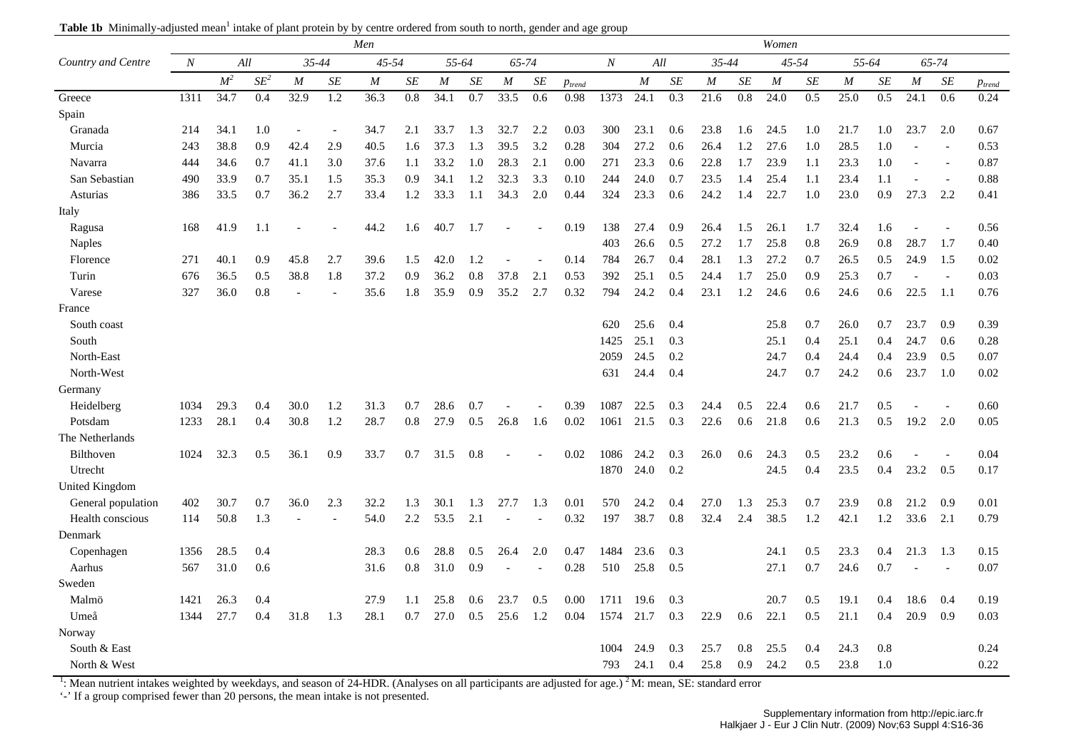**Table 1b** Minimally-adjusted mean[1] intake of plant protein by by centre ordered from south to north, gender and age group

| Country and Centre | Men | | | | | | | | | | | | | Women | | | | | | | | | | | | |
|---|---|---|---|---|---|---|---|---|---|---|---|---|---|---|---|---|---|---|---|---|---|---|---|---|---|---|
| | *N* | *All* | | *35-44* | | *45-54* | | *55-64* | | *65-74* | | | *N* | *All* | | *35-44* | | *45-54* | | *55-64* | | *65-74* | | |
| | | *M*[2] | *SE*[2] | *M* | *SE* | *M* | *SE* | *M* | *SE* | *M* | *SE* | $p_{trend}$ | | *M* | *SE* | *M* | *SE* | *M* | *SE* | *M* | *SE* | *M* | *SE* | $p_{trend}$ |
| Greece | 1311 | 34.7 | 0.4 | 32.9 | 1.2 | 36.3 | 0.8 | 34.1 | 0.7 | 33.5 | 0.6 | 0.98 | 1373 | 24.1 | 0.3 | 21.6 | 0.8 | 24.0 | 0.5 | 25.0 | 0.5 | 24.1 | 0.6 | 0.24 |
| Spain | | | | | | | | | | | | | | | | | | | | | | | | |
| Granada | 214 | 34.1 | 1.0 | - | - | 34.7 | 2.1 | 33.7 | 1.3 | 32.7 | 2.2 | 0.03 | 300 | 23.1 | 0.6 | 23.8 | 1.6 | 24.5 | 1.0 | 21.7 | 1.0 | 23.7 | 2.0 | 0.67 |
| Murcia | 243 | 38.8 | 0.9 | 42.4 | 2.9 | 40.5 | 1.6 | 37.3 | 1.3 | 39.5 | 3.2 | 0.28 | 304 | 27.2 | 0.6 | 26.4 | 1.2 | 27.6 | 1.0 | 28.5 | 1.0 | - | - | 0.53 |
| Navarra | 444 | 34.6 | 0.7 | 41.1 | 3.0 | 37.6 | 1.1 | 33.2 | 1.0 | 28.3 | 2.1 | 0.00 | 271 | 23.3 | 0.6 | 22.8 | 1.7 | 23.9 | 1.1 | 23.3 | 1.0 | - | - | 0.87 |
| San Sebastian | 490 | 33.9 | 0.7 | 35.1 | 1.5 | 35.3 | 0.9 | 34.1 | 1.2 | 32.3 | 3.3 | 0.10 | 244 | 24.0 | 0.7 | 23.5 | 1.4 | 25.4 | 1.1 | 23.4 | 1.1 | - | - | 0.88 |
| Asturias | 386 | 33.5 | 0.7 | 36.2 | 2.7 | 33.4 | 1.2 | 33.3 | 1.1 | 34.3 | 2.0 | 0.44 | 324 | 23.3 | 0.6 | 24.2 | 1.4 | 22.7 | 1.0 | 23.0 | 0.9 | 27.3 | 2.2 | 0.41 |
| Italy | | | | | | | | | | | | | | | | | | | | | | | | |
| Ragusa | 168 | 41.9 | 1.1 | - | - | 44.2 | 1.6 | 40.7 | 1.7 | - | - | 0.19 | 138 | 27.4 | 0.9 | 26.4 | 1.5 | 26.1 | 1.7 | 32.4 | 1.6 | - | - | 0.56 |
| Naples | | | | | | | | | | | | | 403 | 26.6 | 0.5 | 27.2 | 1.7 | 25.8 | 0.8 | 26.9 | 0.8 | 28.7 | 1.7 | 0.40 |
| Florence | 271 | 40.1 | 0.9 | 45.8 | 2.7 | 39.6 | 1.5 | 42.0 | 1.2 | - | - | 0.14 | 784 | 26.7 | 0.4 | 28.1 | 1.3 | 27.2 | 0.7 | 26.5 | 0.5 | 24.9 | 1.5 | 0.02 |
| Turin | 676 | 36.5 | 0.5 | 38.8 | 1.8 | 37.2 | 0.9 | 36.2 | 0.8 | 37.8 | 2.1 | 0.53 | 392 | 25.1 | 0.5 | 24.4 | 1.7 | 25.0 | 0.9 | 25.3 | 0.7 | - | - | 0.03 |
| Varese | 327 | 36.0 | 0.8 | - | - | 35.6 | 1.8 | 35.9 | 0.9 | 35.2 | 2.7 | 0.32 | 794 | 24.2 | 0.4 | 23.1 | 1.2 | 24.6 | 0.6 | 24.6 | 0.6 | 22.5 | 1.1 | 0.76 |
| France | | | | | | | | | | | | | | | | | | | | | | | | |
| South coast | | | | | | | | | | | | | 620 | 25.6 | 0.4 | | | 25.8 | 0.7 | 26.0 | 0.7 | 23.7 | 0.9 | 0.39 |
| South | | | | | | | | | | | | | 1425 | 25.1 | 0.3 | | | 25.1 | 0.4 | 25.1 | 0.4 | 24.7 | 0.6 | 0.28 |
| North-East | | | | | | | | | | | | | 2059 | 24.5 | 0.2 | | | 24.7 | 0.4 | 24.4 | 0.4 | 23.9 | 0.5 | 0.07 |
| North-West | | | | | | | | | | | | | 631 | 24.4 | 0.4 | | | 24.7 | 0.7 | 24.2 | 0.6 | 23.7 | 1.0 | 0.02 |
| Germany | | | | | | | | | | | | | | | | | | | | | | | | |
| Heidelberg | 1034 | 29.3 | 0.4 | 30.0 | 1.2 | 31.3 | 0.7 | 28.6 | 0.7 | - | - | 0.39 | 1087 | 22.5 | 0.3 | 24.4 | 0.5 | 22.4 | 0.6 | 21.7 | 0.5 | - | - | 0.60 |
| Potsdam | 1233 | 28.1 | 0.4 | 30.8 | 1.2 | 28.7 | 0.8 | 27.9 | 0.5 | 26.8 | 1.6 | 0.02 | 1061 | 21.5 | 0.3 | 22.6 | 0.6 | 21.8 | 0.6 | 21.3 | 0.5 | 19.2 | 2.0 | 0.05 |
| The Netherlands | | | | | | | | | | | | | | | | | | | | | | | | |
| Bilthoven | 1024 | 32.3 | 0.5 | 36.1 | 0.9 | 33.7 | 0.7 | 31.5 | 0.8 | - | - | 0.02 | 1086 | 24.2 | 0.3 | 26.0 | 0.6 | 24.3 | 0.5 | 23.2 | 0.6 | - | - | 0.04 |
| Utrecht | | | | | | | | | | | | | 1870 | 24.0 | 0.2 | | | 24.5 | 0.4 | 23.5 | 0.4 | 23.2 | 0.5 | 0.17 |
| United Kingdom | | | | | | | | | | | | | | | | | | | | | | | | |
| General population | 402 | 30.7 | 0.7 | 36.0 | 2.3 | 32.2 | 1.3 | 30.1 | 1.3 | 27.7 | 1.3 | 0.01 | 570 | 24.2 | 0.4 | 27.0 | 1.3 | 25.3 | 0.7 | 23.9 | 0.8 | 21.2 | 0.9 | 0.01 |
| Health conscious | 114 | 50.8 | 1.3 | - | - | 54.0 | 2.2 | 53.5 | 2.1 | - | - | 0.32 | 197 | 38.7 | 0.8 | 32.4 | 2.4 | 38.5 | 1.2 | 42.1 | 1.2 | 33.6 | 2.1 | 0.79 |
| Denmark | | | | | | | | | | | | | | | | | | | | | | | | |
| Copenhagen | 1356 | 28.5 | 0.4 | | | 28.3 | 0.6 | 28.8 | 0.5 | 26.4 | 2.0 | 0.47 | 1484 | 23.6 | 0.3 | | | 24.1 | 0.5 | 23.3 | 0.4 | 21.3 | 1.3 | 0.15 |
| Aarhus | 567 | 31.0 | 0.6 | | | 31.6 | 0.8 | 31.0 | 0.9 | - | - | 0.28 | 510 | 25.8 | 0.5 | | | 27.1 | 0.7 | 24.6 | 0.7 | - | - | 0.07 |
| Sweden | | | | | | | | | | | | | | | | | | | | | | | | |
| Malmö | 1421 | 26.3 | 0.4 | | | 27.9 | 1.1 | 25.8 | 0.6 | 23.7 | 0.5 | 0.00 | 1711 | 19.6 | 0.3 | | | 20.7 | 0.5 | 19.1 | 0.4 | 18.6 | 0.4 | 0.19 |
| Umeå | 1344 | 27.7 | 0.4 | 31.8 | 1.3 | 28.1 | 0.7 | 27.0 | 0.5 | 25.6 | 1.2 | 0.04 | 1574 | 21.7 | 0.3 | 22.9 | 0.6 | 22.1 | 0.5 | 21.1 | 0.4 | 20.9 | 0.9 | 0.03 |
| Norway | | | | | | | | | | | | | | | | | | | | | | | | |
| South & East | | | | | | | | | | | | | 1004 | 24.9 | 0.3 | 25.7 | 0.8 | 25.5 | 0.4 | 24.3 | 0.8 | | | 0.24 |
| North & West | | | | | | | | | | | | | 793 | 24.1 | 0.4 | 25.8 | 0.9 | 24.2 | 0.5 | 23.8 | 1.0 | | | 0.22 |

[1]: Mean nutrient intakes weighted by weekdays, and season of 24-HDR. (Analyses on all participants are adjusted for age.) [2] M: mean, SE: standard error

'-' If a group comprised fewer than 20 persons, the mean intake is not presented.

Supplementary information from http://epic.iarc.fr
Halkjaer J - Eur J Clin Nutr. (2009) Nov;63 Suppl 4:S16-36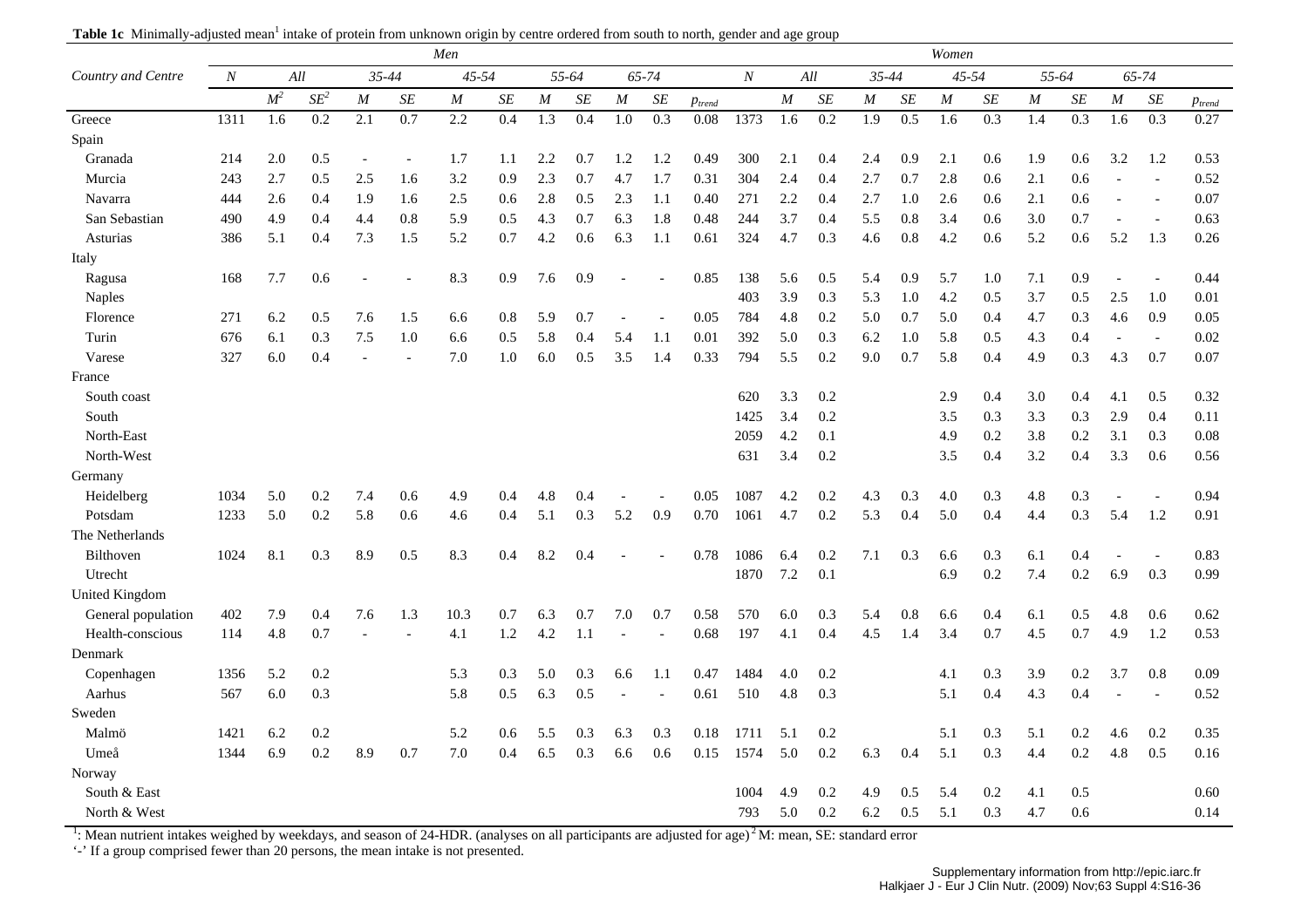**Table 1c** Minimally-adjusted mean[1] intake of protein from unknown origin by centre ordered from south to north, gender and age group

| Country and Centre | Men | | | | | | | | | | | | | Women | | | | | | | | | | | | |
|---|---|---|---|---|---|---|---|---|---|---|---|---|---|---|---|---|---|---|---|---|---|---|---|---|---|---|
| | *N* | *All* | | *35-44* | | *45-54* | | *55-64* | | *65-74* | | | *N* | *All* | | *35-44* | | *45-54* | | *55-64* | | *65-74* | | |
| | | *M*[2] | *SE*[2] | *M* | *SE* | *M* | *SE* | *M* | *SE* | *M* | *SE* | $p_{trend}$ | | *M* | *SE* | *M* | *SE* | *M* | *SE* | *M* | *SE* | *M* | *SE* | $p_{trend}$ |
| Greece | 1311 | 1.6 | 0.2 | 2.1 | 0.7 | 2.2 | 0.4 | 1.3 | 0.4 | 1.0 | 0.3 | 0.08 | 1373 | 1.6 | 0.2 | 1.9 | 0.5 | 1.6 | 0.3 | 1.4 | 0.3 | 1.6 | 0.3 | 0.27 |
| Spain | | | | | | | | | | | | | | | | | | | | | | | | |
| Granada | 214 | 2.0 | 0.5 | - | - | 1.7 | 1.1 | 2.2 | 0.7 | 1.2 | 1.2 | 0.49 | 300 | 2.1 | 0.4 | 2.4 | 0.9 | 2.1 | 0.6 | 1.9 | 0.6 | 3.2 | 1.2 | 0.53 |
| Murcia | 243 | 2.7 | 0.5 | 2.5 | 1.6 | 3.2 | 0.9 | 2.3 | 0.7 | 4.7 | 1.7 | 0.31 | 304 | 2.4 | 0.4 | 2.7 | 0.7 | 2.8 | 0.6 | 2.1 | 0.6 | - | - | 0.52 |
| Navarra | 444 | 2.6 | 0.4 | 1.9 | 1.6 | 2.5 | 0.6 | 2.8 | 0.5 | 2.3 | 1.1 | 0.40 | 271 | 2.2 | 0.4 | 2.7 | 1.0 | 2.6 | 0.6 | 2.1 | 0.6 | - | - | 0.07 |
| San Sebastian | 490 | 4.9 | 0.4 | 4.4 | 0.8 | 5.9 | 0.5 | 4.3 | 0.7 | 6.3 | 1.8 | 0.48 | 244 | 3.7 | 0.4 | 5.5 | 0.8 | 3.4 | 0.6 | 3.0 | 0.7 | - | - | 0.63 |
| Asturias | 386 | 5.1 | 0.4 | 7.3 | 1.5 | 5.2 | 0.7 | 4.2 | 0.6 | 6.3 | 1.1 | 0.61 | 324 | 4.7 | 0.3 | 4.6 | 0.8 | 4.2 | 0.6 | 5.2 | 0.6 | 5.2 | 1.3 | 0.26 |
| Italy | | | | | | | | | | | | | | | | | | | | | | | | |
| Ragusa | 168 | 7.7 | 0.6 | - | - | 8.3 | 0.9 | 7.6 | 0.9 | - | - | 0.85 | 138 | 5.6 | 0.5 | 5.4 | 0.9 | 5.7 | 1.0 | 7.1 | 0.9 | - | - | 0.44 |
| Naples | | | | | | | | | | | | | 403 | 3.9 | 0.3 | 5.3 | 1.0 | 4.2 | 0.5 | 3.7 | 0.5 | 2.5 | 1.0 | 0.01 |
| Florence | 271 | 6.2 | 0.5 | 7.6 | 1.5 | 6.6 | 0.8 | 5.9 | 0.7 | - | - | 0.05 | 784 | 4.8 | 0.2 | 5.0 | 0.7 | 5.0 | 0.4 | 4.7 | 0.3 | 4.6 | 0.9 | 0.05 |
| Turin | 676 | 6.1 | 0.3 | 7.5 | 1.0 | 6.6 | 0.5 | 5.8 | 0.4 | 5.4 | 1.1 | 0.01 | 392 | 5.0 | 0.3 | 6.2 | 1.0 | 5.8 | 0.5 | 4.3 | 0.4 | - | - | 0.02 |
| Varese | 327 | 6.0 | 0.4 | - | - | 7.0 | 1.0 | 6.0 | 0.5 | 3.5 | 1.4 | 0.33 | 794 | 5.5 | 0.2 | 9.0 | 0.7 | 5.8 | 0.4 | 4.9 | 0.3 | 4.3 | 0.7 | 0.07 |
| France | | | | | | | | | | | | | | | | | | | | | | | | |
| South coast | | | | | | | | | | | | | 620 | 3.3 | 0.2 | | | 2.9 | 0.4 | 3.0 | 0.4 | 4.1 | 0.5 | 0.32 |
| South | | | | | | | | | | | | | 1425 | 3.4 | 0.2 | | | 3.5 | 0.3 | 3.3 | 0.3 | 2.9 | 0.4 | 0.11 |
| North-East | | | | | | | | | | | | | 2059 | 4.2 | 0.1 | | | 4.9 | 0.2 | 3.8 | 0.2 | 3.1 | 0.3 | 0.08 |
| North-West | | | | | | | | | | | | | 631 | 3.4 | 0.2 | | | 3.5 | 0.4 | 3.2 | 0.4 | 3.3 | 0.6 | 0.56 |
| Germany | | | | | | | | | | | | | | | | | | | | | | | | |
| Heidelberg | 1034 | 5.0 | 0.2 | 7.4 | 0.6 | 4.9 | 0.4 | 4.8 | 0.4 | - | - | 0.05 | 1087 | 4.2 | 0.2 | 4.3 | 0.3 | 4.0 | 0.3 | 4.8 | 0.3 | - | - | 0.94 |
| Potsdam | 1233 | 5.0 | 0.2 | 5.8 | 0.6 | 4.6 | 0.4 | 5.1 | 0.3 | 5.2 | 0.9 | 0.70 | 1061 | 4.7 | 0.2 | 5.3 | 0.4 | 5.0 | 0.4 | 4.4 | 0.3 | 5.4 | 1.2 | 0.91 |
| The Netherlands | | | | | | | | | | | | | | | | | | | | | | | | |
| Bilthoven | 1024 | 8.1 | 0.3 | 8.9 | 0.5 | 8.3 | 0.4 | 8.2 | 0.4 | - | - | 0.78 | 1086 | 6.4 | 0.2 | 7.1 | 0.3 | 6.6 | 0.3 | 6.1 | 0.4 | - | - | 0.83 |
| Utrecht | | | | | | | | | | | | | 1870 | 7.2 | 0.1 | | | 6.9 | 0.2 | 7.4 | 0.2 | 6.9 | 0.3 | 0.99 |
| United Kingdom | | | | | | | | | | | | | | | | | | | | | | | | |
| General population | 402 | 7.9 | 0.4 | 7.6 | 1.3 | 10.3 | 0.7 | 6.3 | 0.7 | 7.0 | 0.7 | 0.58 | 570 | 6.0 | 0.3 | 5.4 | 0.8 | 6.6 | 0.4 | 6.1 | 0.5 | 4.8 | 0.6 | 0.62 |
| Health-conscious | 114 | 4.8 | 0.7 | - | - | 4.1 | 1.2 | 4.2 | 1.1 | - | - | 0.68 | 197 | 4.1 | 0.4 | 4.5 | 1.4 | 3.4 | 0.7 | 4.5 | 0.7 | 4.9 | 1.2 | 0.53 |
| Denmark | | | | | | | | | | | | | | | | | | | | | | | | |
| Copenhagen | 1356 | 5.2 | 0.2 | | | 5.3 | 0.3 | 5.0 | 0.3 | 6.6 | 1.1 | 0.47 | 1484 | 4.0 | 0.2 | | | 4.1 | 0.3 | 3.9 | 0.2 | 3.7 | 0.8 | 0.09 |
| Aarhus | 567 | 6.0 | 0.3 | | | 5.8 | 0.5 | 6.3 | 0.5 | - | - | 0.61 | 510 | 4.8 | 0.3 | | | 5.1 | 0.4 | 4.3 | 0.4 | - | - | 0.52 |
| Sweden | | | | | | | | | | | | | | | | | | | | | | | | |
| Malmö | 1421 | 6.2 | 0.2 | | | 5.2 | 0.6 | 5.5 | 0.3 | 6.3 | 0.3 | 0.18 | 1711 | 5.1 | 0.2 | | | 5.1 | 0.3 | 5.1 | 0.2 | 4.6 | 0.2 | 0.35 |
| Umeå | 1344 | 6.9 | 0.2 | 8.9 | 0.7 | 7.0 | 0.4 | 6.5 | 0.3 | 6.6 | 0.6 | 0.15 | 1574 | 5.0 | 0.2 | 6.3 | 0.4 | 5.1 | 0.3 | 4.4 | 0.2 | 4.8 | 0.5 | 0.16 |
| Norway | | | | | | | | | | | | | | | | | | | | | | | | |
| South & East | | | | | | | | | | | | | 1004 | 4.9 | 0.2 | 4.9 | 0.5 | 5.4 | 0.2 | 4.1 | 0.5 | | | 0.60 |
| North & West | | | | | | | | | | | | | 793 | 5.0 | 0.2 | 6.2 | 0.5 | 5.1 | 0.3 | 4.7 | 0.6 | | | 0.14 |

[1]: Mean nutrient intakes weighed by weekdays, and season of 24-HDR. (analyses on all participants are adjusted for age) [2] M: mean, SE: standard error

'-' If a group comprised fewer than 20 persons, the mean intake is not presented.

Supplementary information from http://epic.iarc.fr
Halkjaer J - Eur J Clin Nutr. (2009) Nov;63 Suppl 4:S16-36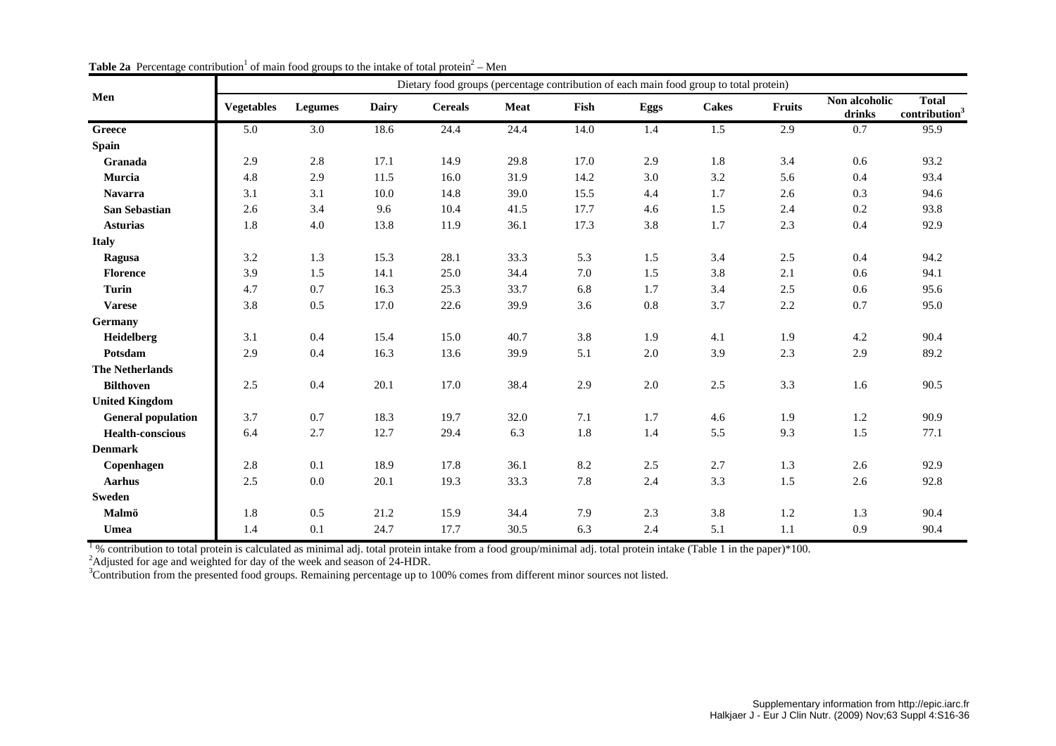**Table 2a** Percentage contribution[1] of main food groups to the intake of total protein[2] – Men

| Men | Dietary food groups (percentage contribution of each main food group to total protein) | | | | | | | | | | |
|---|---|---|---|---|---|---|---|---|---|---|---|
| | Vegetables | Legumes | Dairy | Cereals | Meat | Fish | Eggs | Cakes | Fruits | Non alcoholic drinks | Total contribution[3] |
| **Greece** | 5.0 | 3.0 | 18.6 | 24.4 | 24.4 | 14.0 | 1.4 | 1.5 | 2.9 | 0.7 | 95.9 |
| **Spain** | | | | | | | | | | | |
| **Granada** | 2.9 | 2.8 | 17.1 | 14.9 | 29.8 | 17.0 | 2.9 | 1.8 | 3.4 | 0.6 | 93.2 |
| **Murcia** | 4.8 | 2.9 | 11.5 | 16.0 | 31.9 | 14.2 | 3.0 | 3.2 | 5.6 | 0.4 | 93.4 |
| **Navarra** | 3.1 | 3.1 | 10.0 | 14.8 | 39.0 | 15.5 | 4.4 | 1.7 | 2.6 | 0.3 | 94.6 |
| **San Sebastian** | 2.6 | 3.4 | 9.6 | 10.4 | 41.5 | 17.7 | 4.6 | 1.5 | 2.4 | 0.2 | 93.8 |
| **Asturias** | 1.8 | 4.0 | 13.8 | 11.9 | 36.1 | 17.3 | 3.8 | 1.7 | 2.3 | 0.4 | 92.9 |
| **Italy** | | | | | | | | | | | |
| **Ragusa** | 3.2 | 1.3 | 15.3 | 28.1 | 33.3 | 5.3 | 1.5 | 3.4 | 2.5 | 0.4 | 94.2 |
| **Florence** | 3.9 | 1.5 | 14.1 | 25.0 | 34.4 | 7.0 | 1.5 | 3.8 | 2.1 | 0.6 | 94.1 |
| **Turin** | 4.7 | 0.7 | 16.3 | 25.3 | 33.7 | 6.8 | 1.7 | 3.4 | 2.5 | 0.6 | 95.6 |
| **Varese** | 3.8 | 0.5 | 17.0 | 22.6 | 39.9 | 3.6 | 0.8 | 3.7 | 2.2 | 0.7 | 95.0 |
| **Germany** | | | | | | | | | | | |
| **Heidelberg** | 3.1 | 0.4 | 15.4 | 15.0 | 40.7 | 3.8 | 1.9 | 4.1 | 1.9 | 4.2 | 90.4 |
| **Potsdam** | 2.9 | 0.4 | 16.3 | 13.6 | 39.9 | 5.1 | 2.0 | 3.9 | 2.3 | 2.9 | 89.2 |
| **The Netherlands** | | | | | | | | | | | |
| **Bilthoven** | 2.5 | 0.4 | 20.1 | 17.0 | 38.4 | 2.9 | 2.0 | 2.5 | 3.3 | 1.6 | 90.5 |
| **United Kingdom** | | | | | | | | | | | |
| **General population** | 3.7 | 0.7 | 18.3 | 19.7 | 32.0 | 7.1 | 1.7 | 4.6 | 1.9 | 1.2 | 90.9 |
| **Health-conscious** | 6.4 | 2.7 | 12.7 | 29.4 | 6.3 | 1.8 | 1.4 | 5.5 | 9.3 | 1.5 | 77.1 |
| **Denmark** | | | | | | | | | | | |
| **Copenhagen** | 2.8 | 0.1 | 18.9 | 17.8 | 36.1 | 8.2 | 2.5 | 2.7 | 1.3 | 2.6 | 92.9 |
| **Aarhus** | 2.5 | 0.0 | 20.1 | 19.3 | 33.3 | 7.8 | 2.4 | 3.3 | 1.5 | 2.6 | 92.8 |
| **Sweden** | | | | | | | | | | | |
| **Malmö** | 1.8 | 0.5 | 21.2 | 15.9 | 34.4 | 7.9 | 2.3 | 3.8 | 1.2 | 1.3 | 90.4 |
| **Umea** | 1.4 | 0.1 | 24.7 | 17.7 | 30.5 | 6.3 | 2.4 | 5.1 | 1.1 | 0.9 | 90.4 |

[1] % contribution to total protein is calculated as minimal adj. total protein intake from a food group/minimal adj. total protein intake (Table 1 in the paper)*100.
[2] Adjusted for age and weighted for day of the week and season of 24-HDR.
[3] Contribution from the presented food groups. Remaining percentage up to 100% comes from different minor sources not listed.

Supplementary information from http://epic.iarc.fr
Halkjaer J - Eur J Clin Nutr. (2009) Nov;63 Suppl 4:S16-36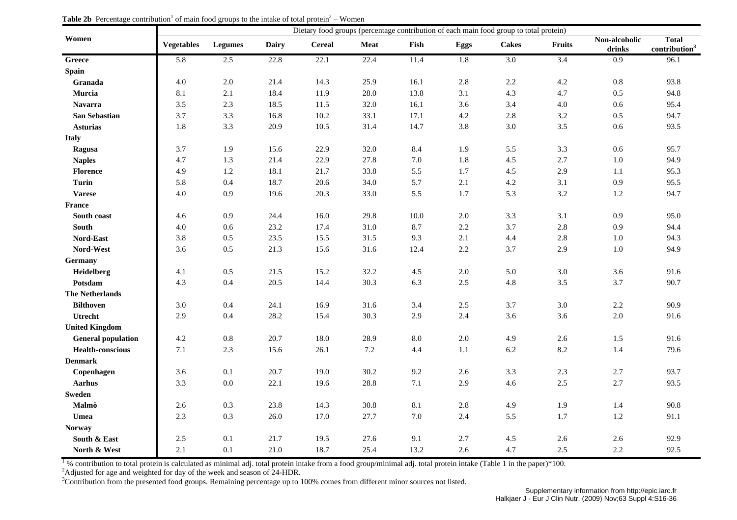**Table 2b** Percentage contribution[1] of main food groups to the intake of total protein[2] – Women

| Women | Dietary food groups (percentage contribution of each main food group to total protein) | | | | | | | | | | |
|---|---|---|---|---|---|---|---|---|---|---|---|
| | **Vegetables** | **Legumes** | **Dairy** | **Cereal** | **Meat** | **Fish** | **Eggs** | **Cakes** | **Fruits** | **Non-alcoholic drinks** | **Total contribution[3]** |
| **Greece** | 5.8 | 2.5 | 22.8 | 22.1 | 22.4 | 11.4 | 1.8 | 3.0 | 3.4 | 0.9 | 96.1 |
| **Spain** | | | | | | | | | | | |
| **Granada** | 4.0 | 2.0 | 21.4 | 14.3 | 25.9 | 16.1 | 2.8 | 2.2 | 4.2 | 0.8 | 93.8 |
| **Murcia** | 8.1 | 2.1 | 18.4 | 11.9 | 28.0 | 13.8 | 3.1 | 4.3 | 4.7 | 0.5 | 94.8 |
| **Navarra** | 3.5 | 2.3 | 18.5 | 11.5 | 32.0 | 16.1 | 3.6 | 3.4 | 4.0 | 0.6 | 95.4 |
| **San Sebastian** | 3.7 | 3.3 | 16.8 | 10.2 | 33.1 | 17.1 | 4.2 | 2.8 | 3.2 | 0.5 | 94.7 |
| **Asturias** | 1.8 | 3.3 | 20.9 | 10.5 | 31.4 | 14.7 | 3.8 | 3.0 | 3.5 | 0.6 | 93.5 |
| **Italy** | | | | | | | | | | | |
| **Ragusa** | 3.7 | 1.9 | 15.6 | 22.9 | 32.0 | 8.4 | 1.9 | 5.5 | 3.3 | 0.6 | 95.7 |
| **Naples** | 4.7 | 1.3 | 21.4 | 22.9 | 27.8 | 7.0 | 1.8 | 4.5 | 2.7 | 1.0 | 94.9 |
| **Florence** | 4.9 | 1.2 | 18.1 | 21.7 | 33.8 | 5.5 | 1.7 | 4.5 | 2.9 | 1.1 | 95.3 |
| **Turin** | 5.8 | 0.4 | 18.7 | 20.6 | 34.0 | 5.7 | 2.1 | 4.2 | 3.1 | 0.9 | 95.5 |
| **Varese** | 4.0 | 0.9 | 19.6 | 20.3 | 33.0 | 5.5 | 1.7 | 5.3 | 3.2 | 1.2 | 94.7 |
| **France** | | | | | | | | | | | |
| **South coast** | 4.6 | 0.9 | 24.4 | 16.0 | 29.8 | 10.0 | 2.0 | 3.3 | 3.1 | 0.9 | 95.0 |
| **South** | 4.0 | 0.6 | 23.2 | 17.4 | 31.0 | 8.7 | 2.2 | 3.7 | 2.8 | 0.9 | 94.4 |
| **Nord-East** | 3.8 | 0.5 | 23.5 | 15.5 | 31.5 | 9.3 | 2.1 | 4.4 | 2.8 | 1.0 | 94.3 |
| **Nord-West** | 3.6 | 0.5 | 21.3 | 15.6 | 31.6 | 12.4 | 2.2 | 3.7 | 2.9 | 1.0 | 94.9 |
| **Germany** | | | | | | | | | | | |
| **Heidelberg** | 4.1 | 0.5 | 21.5 | 15.2 | 32.2 | 4.5 | 2.0 | 5.0 | 3.0 | 3.6 | 91.6 |
| **Potsdam** | 4.3 | 0.4 | 20.5 | 14.4 | 30.3 | 6.3 | 2.5 | 4.8 | 3.5 | 3.7 | 90.7 |
| **The Netherlands** | | | | | | | | | | | |
| **Bilthoven** | 3.0 | 0.4 | 24.1 | 16.9 | 31.6 | 3.4 | 2.5 | 3.7 | 3.0 | 2.2 | 90.9 |
| **Utrecht** | 2.9 | 0.4 | 28.2 | 15.4 | 30.3 | 2.9 | 2.4 | 3.6 | 3.6 | 2.0 | 91.6 |
| **United Kingdom** | | | | | | | | | | | |
| **General population** | 4.2 | 0.8 | 20.7 | 18.0 | 28.9 | 8.0 | 2.0 | 4.9 | 2.6 | 1.5 | 91.6 |
| **Health-conscious** | 7.1 | 2.3 | 15.6 | 26.1 | 7.2 | 4.4 | 1.1 | 6.2 | 8.2 | 1.4 | 79.6 |
| **Denmark** | | | | | | | | | | | |
| **Copenhagen** | 3.6 | 0.1 | 20.7 | 19.0 | 30.2 | 9.2 | 2.6 | 3.3 | 2.3 | 2.7 | 93.7 |
| **Aarhus** | 3.3 | 0.0 | 22.1 | 19.6 | 28.8 | 7.1 | 2.9 | 4.6 | 2.5 | 2.7 | 93.5 |
| **Sweden** | | | | | | | | | | | |
| **Malmö** | 2.6 | 0.3 | 23.8 | 14.3 | 30.8 | 8.1 | 2.8 | 4.9 | 1.9 | 1.4 | 90.8 |
| **Umea** | 2.3 | 0.3 | 26.0 | 17.0 | 27.7 | 7.0 | 2.4 | 5.5 | 1.7 | 1.2 | 91.1 |
| **Norway** | | | | | | | | | | | |
| **South & East** | 2.5 | 0.1 | 21.7 | 19.5 | 27.6 | 9.1 | 2.7 | 4.5 | 2.6 | 2.6 | 92.9 |
| **North & West** | 2.1 | 0.1 | 21.0 | 18.7 | 25.4 | 13.2 | 2.6 | 4.7 | 2.5 | 2.2 | 92.5 |

[1] % contribution to total protein is calculated as minimal adj. total protein intake from a food group/minimal adj. total protein intake (Table 1 in the paper)*100.
[2] Adjusted for age and weighted for day of the week and season of 24-HDR.
[3] Contribution from the presented food groups. Remaining percentage up to 100% comes from different minor sources not listed.

Supplementary information from http://epic.iarc.fr
Halkjaer J - Eur J Clin Nutr. (2009) Nov;63 Suppl 4:S16-36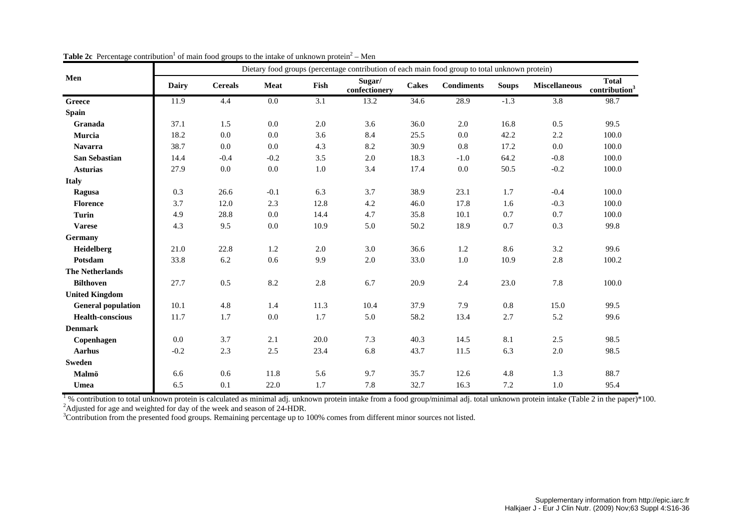**Table 2c** Percentage contribution[1] of main food groups to the intake of unknown protein[2] – Men

| Men | Dietary food groups (percentage contribution of each main food group to total unknown protein) | | | | | | | | | |
|---|---|---|---|---|---|---|---|---|---|---|
| | **Dairy** | **Cereals** | **Meat** | **Fish** | **Sugar/ confectionery** | **Cakes** | **Condiments** | **Soups** | **Miscellaneous** | **Total contribution[3]** |
| **Greece** | 11.9 | 4.4 | 0.0 | 3.1 | 13.2 | 34.6 | 28.9 | -1.3 | 3.8 | 98.7 |
| **Spain** | | | | | | | | | | |
| **Granada** | 37.1 | 1.5 | 0.0 | 2.0 | 3.6 | 36.0 | 2.0 | 16.8 | 0.5 | 99.5 |
| **Murcia** | 18.2 | 0.0 | 0.0 | 3.6 | 8.4 | 25.5 | 0.0 | 42.2 | 2.2 | 100.0 |
| **Navarra** | 38.7 | 0.0 | 0.0 | 4.3 | 8.2 | 30.9 | 0.8 | 17.2 | 0.0 | 100.0 |
| **San Sebastian** | 14.4 | -0.4 | -0.2 | 3.5 | 2.0 | 18.3 | -1.0 | 64.2 | -0.8 | 100.0 |
| **Asturias** | 27.9 | 0.0 | 0.0 | 1.0 | 3.4 | 17.4 | 0.0 | 50.5 | -0.2 | 100.0 |
| **Italy** | | | | | | | | | | |
| **Ragusa** | 0.3 | 26.6 | -0.1 | 6.3 | 3.7 | 38.9 | 23.1 | 1.7 | -0.4 | 100.0 |
| **Florence** | 3.7 | 12.0 | 2.3 | 12.8 | 4.2 | 46.0 | 17.8 | 1.6 | -0.3 | 100.0 |
| **Turin** | 4.9 | 28.8 | 0.0 | 14.4 | 4.7 | 35.8 | 10.1 | 0.7 | 0.7 | 100.0 |
| **Varese** | 4.3 | 9.5 | 0.0 | 10.9 | 5.0 | 50.2 | 18.9 | 0.7 | 0.3 | 99.8 |
| **Germany** | | | | | | | | | | |
| **Heidelberg** | 21.0 | 22.8 | 1.2 | 2.0 | 3.0 | 36.6 | 1.2 | 8.6 | 3.2 | 99.6 |
| **Potsdam** | 33.8 | 6.2 | 0.6 | 9.9 | 2.0 | 33.0 | 1.0 | 10.9 | 2.8 | 100.2 |
| **The Netherlands** | | | | | | | | | | |
| **Bilthoven** | 27.7 | 0.5 | 8.2 | 2.8 | 6.7 | 20.9 | 2.4 | 23.0 | 7.8 | 100.0 |
| **United Kingdom** | | | | | | | | | | |
| **General population** | 10.1 | 4.8 | 1.4 | 11.3 | 10.4 | 37.9 | 7.9 | 0.8 | 15.0 | 99.5 |
| **Health-conscious** | 11.7 | 1.7 | 0.0 | 1.7 | 5.0 | 58.2 | 13.4 | 2.7 | 5.2 | 99.6 |
| **Denmark** | | | | | | | | | | |
| **Copenhagen** | 0.0 | 3.7 | 2.1 | 20.0 | 7.3 | 40.3 | 14.5 | 8.1 | 2.5 | 98.5 |
| **Aarhus** | -0.2 | 2.3 | 2.5 | 23.4 | 6.8 | 43.7 | 11.5 | 6.3 | 2.0 | 98.5 |
| **Sweden** | | | | | | | | | | |
| **Malmö** | 6.6 | 0.6 | 11.8 | 5.6 | 9.7 | 35.7 | 12.6 | 4.8 | 1.3 | 88.7 |
| **Umea** | 6.5 | 0.1 | 22.0 | 1.7 | 7.8 | 32.7 | 16.3 | 7.2 | 1.0 | 95.4 |

[1] % contribution to total unknown protein is calculated as minimal adj. unknown protein intake from a food group/minimal adj. total unknown protein intake (Table 2 in the paper)*100.
[2]Adjusted for age and weighted for day of the week and season of 24-HDR.
[3]Contribution from the presented food groups. Remaining percentage up to 100% comes from different minor sources not listed.

Supplementary information from http://epic.iarc.fr
Halkjaer J - Eur J Clin Nutr. (2009) Nov;63 Suppl 4:S16-36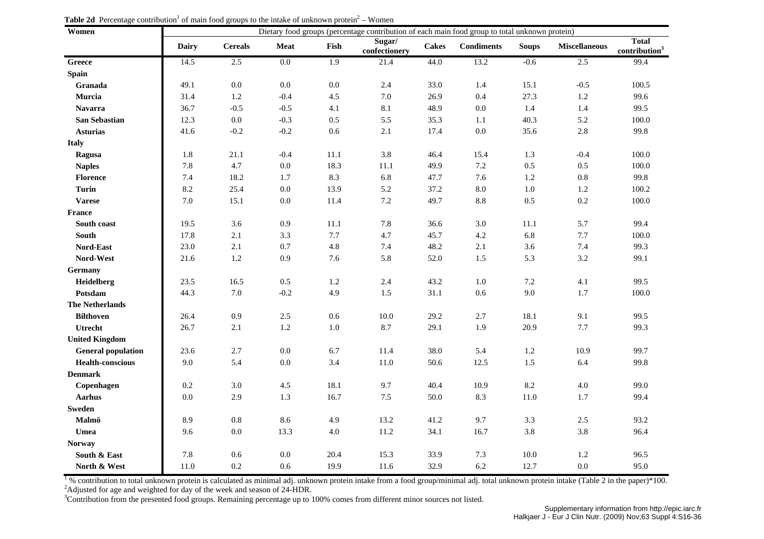**Table 2d** Percentage contribution[1] of main food groups to the intake of unknown protein[2] – Women

| Women | Dietary food groups (percentage contribution of each main food group to total unknown protein) | | | | | | | | | |
|---|---|---|---|---|---|---|---|---|---|---|
| | **Dairy** | **Cereals** | **Meat** | **Fish** | **Sugar/ confectionery** | **Cakes** | **Condiments** | **Soups** | **Miscellaneous** | **Total contribution[3]** |
| **Greece** | 14.5 | 2.5 | 0.0 | 1.9 | 21.4 | 44.0 | 13.2 | -0.6 | 2.5 | 99.4 |
| **Spain** | | | | | | | | | | |
| **Granada** | 49.1 | 0.0 | 0.0 | 0.0 | 2.4 | 33.0 | 1.4 | 15.1 | -0.5 | 100.5 |
| **Murcia** | 31.4 | 1.2 | -0.4 | 4.5 | 7.0 | 26.9 | 0.4 | 27.3 | 1.2 | 99.6 |
| **Navarra** | 36.7 | -0.5 | -0.5 | 4.1 | 8.1 | 48.9 | 0.0 | 1.4 | 1.4 | 99.5 |
| **San Sebastian** | 12.3 | 0.0 | -0.3 | 0.5 | 5.5 | 35.3 | 1.1 | 40.3 | 5.2 | 100.0 |
| **Asturias** | 41.6 | -0.2 | -0.2 | 0.6 | 2.1 | 17.4 | 0.0 | 35.6 | 2.8 | 99.8 |
| **Italy** | | | | | | | | | | |
| **Ragusa** | 1.8 | 21.1 | -0.4 | 11.1 | 3.8 | 46.4 | 15.4 | 1.3 | -0.4 | 100.0 |
| **Naples** | 7.8 | 4.7 | 0.0 | 18.3 | 11.1 | 49.9 | 7.2 | 0.5 | 0.5 | 100.0 |
| **Florence** | 7.4 | 18.2 | 1.7 | 8.3 | 6.8 | 47.7 | 7.6 | 1.2 | 0.8 | 99.8 |
| **Turin** | 8.2 | 25.4 | 0.0 | 13.9 | 5.2 | 37.2 | 8.0 | 1.0 | 1.2 | 100.2 |
| **Varese** | 7.0 | 15.1 | 0.0 | 11.4 | 7.2 | 49.7 | 8.8 | 0.5 | 0.2 | 100.0 |
| **France** | | | | | | | | | | |
| **South coast** | 19.5 | 3.6 | 0.9 | 11.1 | 7.8 | 36.6 | 3.0 | 11.1 | 5.7 | 99.4 |
| **South** | 17.8 | 2.1 | 3.3 | 7.7 | 4.7 | 45.7 | 4.2 | 6.8 | 7.7 | 100.0 |
| **Nord-East** | 23.0 | 2.1 | 0.7 | 4.8 | 7.4 | 48.2 | 2.1 | 3.6 | 7.4 | 99.3 |
| **Nord-West** | 21.6 | 1.2 | 0.9 | 7.6 | 5.8 | 52.0 | 1.5 | 5.3 | 3.2 | 99.1 |
| **Germany** | | | | | | | | | | |
| **Heidelberg** | 23.5 | 16.5 | 0.5 | 1.2 | 2.4 | 43.2 | 1.0 | 7.2 | 4.1 | 99.5 |
| **Potsdam** | 44.3 | 7.0 | -0.2 | 4.9 | 1.5 | 31.1 | 0.6 | 9.0 | 1.7 | 100.0 |
| **The Netherlands** | | | | | | | | | | |
| **Bilthoven** | 26.4 | 0.9 | 2.5 | 0.6 | 10.0 | 29.2 | 2.7 | 18.1 | 9.1 | 99.5 |
| **Utrecht** | 26.7 | 2.1 | 1.2 | 1.0 | 8.7 | 29.1 | 1.9 | 20.9 | 7.7 | 99.3 |
| **United Kingdom** | | | | | | | | | | |
| **General population** | 23.6 | 2.7 | 0.0 | 6.7 | 11.4 | 38.0 | 5.4 | 1.2 | 10.9 | 99.7 |
| **Health-conscious** | 9.0 | 5.4 | 0.0 | 3.4 | 11.0 | 50.6 | 12.5 | 1.5 | 6.4 | 99.8 |
| **Denmark** | | | | | | | | | | |
| **Copenhagen** | 0.2 | 3.0 | 4.5 | 18.1 | 9.7 | 40.4 | 10.9 | 8.2 | 4.0 | 99.0 |
| **Aarhus** | 0.0 | 2.9 | 1.3 | 16.7 | 7.5 | 50.0 | 8.3 | 11.0 | 1.7 | 99.4 |
| **Sweden** | | | | | | | | | | |
| **Malmö** | 8.9 | 0.8 | 8.6 | 4.9 | 13.2 | 41.2 | 9.7 | 3.3 | 2.5 | 93.2 |
| **Umea** | 9.6 | 0.0 | 13.3 | 4.0 | 11.2 | 34.1 | 16.7 | 3.8 | 3.8 | 96.4 |
| **Norway** | | | | | | | | | | |
| **South & East** | 7.8 | 0.6 | 0.0 | 20.4 | 15.3 | 33.9 | 7.3 | 10.0 | 1.2 | 96.5 |
| **North & West** | 11.0 | 0.2 | 0.6 | 19.9 | 11.6 | 32.9 | 6.2 | 12.7 | 0.0 | 95.0 |

[1] % contribution to total unknown protein is calculated as minimal adj. unknown protein intake from a food group/minimal adj. total unknown protein intake (Table 2 in the paper)*100.
[2] Adjusted for age and weighted for day of the week and season of 24-HDR.
[3] Contribution from the presented food groups. Remaining percentage up to 100% comes from different minor sources not listed.

Supplementary information from http://epic.iarc.fr
Halkjaer J - Eur J Clin Nutr. (2009) Nov;63 Suppl 4:S16-36